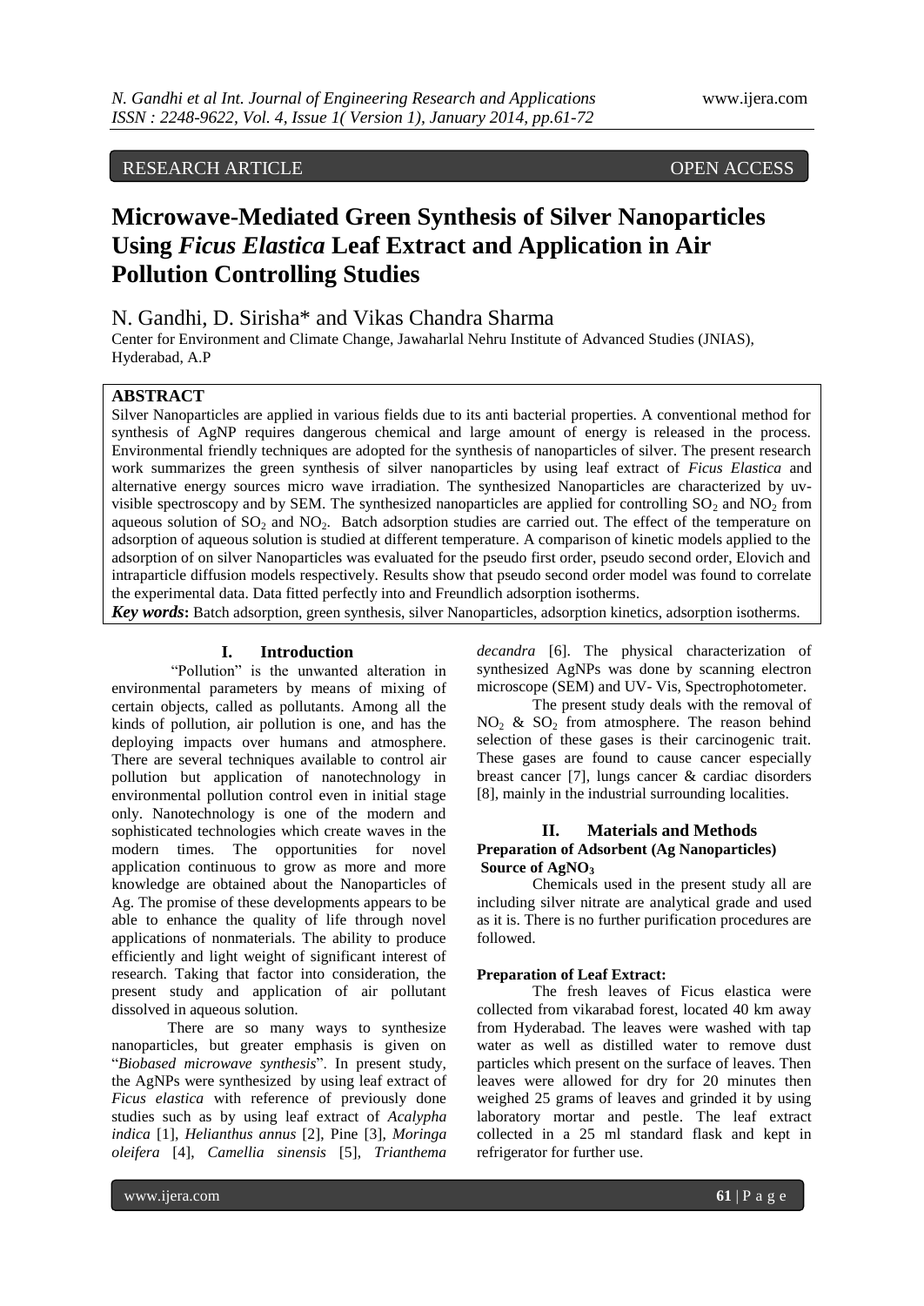RESEARCH ARTICLE OPEN ACCESS

# Microwave-Mediated Green Synthesis of Silver Nanoparticles Using *Ficus Elastica* Leaf Extract and Application in Air Pollution Controlling Studies

N. Gandhi, D. Sirisha* and Vikas Chandra Sharma

Center for Environment and Climate Change, Jawaharlal Nehru Institute of Advanced Studies (JNIAS), Hyderabad, A.P

## ABSTRACT

Silver Nanoparticles are applied in various fields due to its anti bacterial properties. A conventional method for synthesis of AgNP requires dangerous chemical and large amount of energy is released in the process. Environmental friendly techniques are adopted for the synthesis of nanoparticles of silver. The present research work summarizes the green synthesis of silver nanoparticles by using leaf extract of *Ficus Elastica* and alternative energy sources micro wave irradiation. The synthesized Nanoparticles are characterized by uv-visible spectroscopy and by SEM. The synthesized nanoparticles are applied for controlling $SO_2$ and $NO_2$ from aqueous solution of $SO_2$ and $NO_2$. Batch adsorption studies are carried out. The effect of the temperature on adsorption of aqueous solution is studied at different temperature. A comparison of kinetic models applied to the adsorption of on silver Nanoparticles was evaluated for the pseudo first order, pseudo second order, Elovich and intraparticle diffusion models respectively. Results show that pseudo second order model was found to correlate the experimental data. Data fitted perfectly into and Freundlich adsorption isotherms.

***Key words*:** Batch adsorption, green synthesis, silver Nanoparticles, adsorption kinetics, adsorption isotherms.

## I. Introduction

"Pollution" is the unwanted alteration in environmental parameters by means of mixing of certain objects, called as pollutants. Among all the kinds of pollution, air pollution is one, and has the deploying impacts over humans and atmosphere. There are several techniques available to control air pollution but application of nanotechnology in environmental pollution control even in initial stage only. Nanotechnology is one of the modern and sophisticated technologies which create waves in the modern times. The opportunities for novel application continuous to grow as more and more knowledge are obtained about the Nanoparticles of Ag. The promise of these developments appears to be able to enhance the quality of life through novel applications of nonmaterials. The ability to produce efficiently and light weight of significant interest of research. Taking that factor into consideration, the present study and application of air pollutant dissolved in aqueous solution.

There are so many ways to synthesize nanoparticles, but greater emphasis is given on "*Biobased microwave synthesis*". In present study, the AgNPs were synthesized by using leaf extract of *Ficus elastica* with reference of previously done studies such as by using leaf extract of *Acalypha indica* [1], *Helianthus annus* [2], Pine [3], *Moringa oleifera* [4], *Camellia sinensis* [5], *Trianthema decandra* [6]. The physical characterization of synthesized AgNPs was done by scanning electron microscope (SEM) and UV- Vis, Spectrophotometer.

The present study deals with the removal of $NO_2$ & $SO_2$ from atmosphere. The reason behind selection of these gases is their carcinogenic trait. These gases are found to cause cancer especially breast cancer [7], lungs cancer & cardiac disorders [8], mainly in the industrial surrounding localities.

## II. Materials and Methods

### Preparation of Adsorbent (Ag Nanoparticles)

#### Source of $AgNO_3$

Chemicals used in the present study all are including silver nitrate are analytical grade and used as it is. There is no further purification procedures are followed.

#### Preparation of Leaf Extract:

The fresh leaves of Ficus elastica were collected from vikarabad forest, located 40 km away from Hyderabad. The leaves were washed with tap water as well as distilled water to remove dust particles which present on the surface of leaves. Then leaves were allowed for dry for 20 minutes then weighed 25 grams of leaves and grinded it by using laboratory mortar and pestle. The leaf extract collected in a 25 ml standard flask and kept in refrigerator for further use.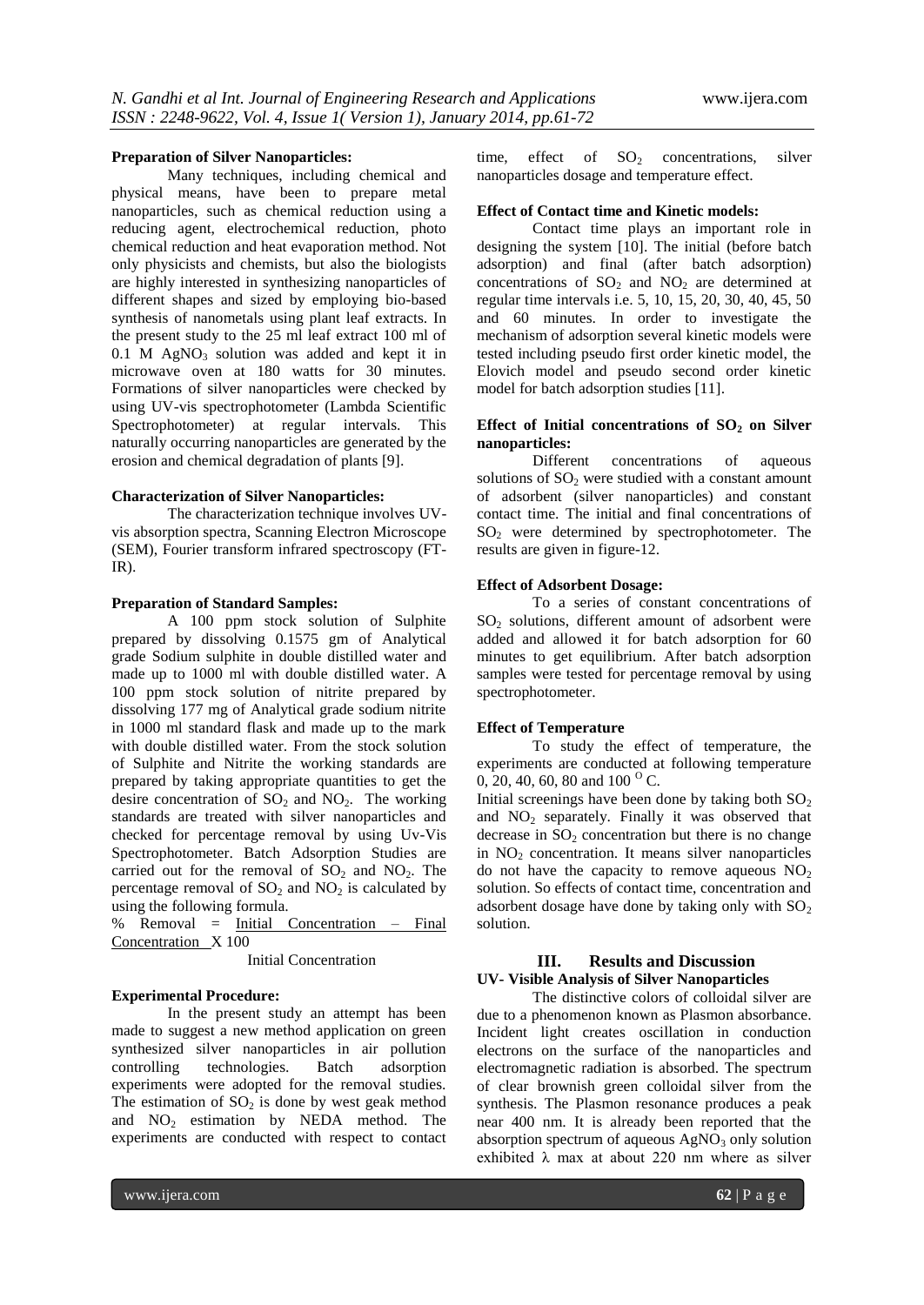**Preparation of Silver Nanoparticles:**

Many techniques, including chemical and physical means, have been to prepare metal nanoparticles, such as chemical reduction using a reducing agent, electrochemical reduction, photo chemical reduction and heat evaporation method. Not only physicists and chemists, but also the biologists are highly interested in synthesizing nanoparticles of different shapes and sized by employing bio-based synthesis of nanometals using plant leaf extracts. In the present study to the 25 ml leaf extract 100 ml of 0.1 M $AgNO_3$ solution was added and kept it in microwave oven at 180 watts for 30 minutes. Formations of silver nanoparticles were checked by using UV-vis spectrophotometer (Lambda Scientific Spectrophotometer) at regular intervals. This naturally occurring nanoparticles are generated by the erosion and chemical degradation of plants [9].

**Characterization of Silver Nanoparticles:**

The characterization technique involves UV-vis absorption spectra, Scanning Electron Microscope (SEM), Fourier transform infrared spectroscopy (FT-IR).

**Preparation of Standard Samples:**

A 100 ppm stock solution of Sulphite prepared by dissolving 0.1575 gm of Analytical grade Sodium sulphite in double distilled water and made up to 1000 ml with double distilled water. A 100 ppm stock solution of nitrite prepared by dissolving 177 mg of Analytical grade sodium nitrite in 1000 ml standard flask and made up to the mark with double distilled water. From the stock solution of Sulphite and Nitrite the working standards are prepared by taking appropriate quantities to get the desire concentration of $SO_2$ and $NO_2$. The working standards are treated with silver nanoparticles and checked for percentage removal by using Uv-Vis Spectrophotometer. Batch Adsorption Studies are carried out for the removal of $SO_2$ and $NO_2$. The percentage removal of $SO_2$ and $NO_2$ is calculated by using the following formula.

$$\% \text{ Removal} = \frac{\text{Initial Concentration} - \text{Final Concentration}}{\text{Initial Concentration}} \times 100$$

**Experimental Procedure:**

In the present study an attempt has been made to suggest a new method application on green synthesized silver nanoparticles in air pollution controlling technologies. Batch adsorption experiments were adopted for the removal studies. The estimation of $SO_2$ is done by west geak method and $NO_2$ estimation by NEDA method. The experiments are conducted with respect to contact time, effect of $SO_2$ concentrations, silver nanoparticles dosage and temperature effect.

**Effect of Contact time and Kinetic models:**

Contact time plays an important role in designing the system [10]. The initial (before batch adsorption) and final (after batch adsorption) concentrations of $SO_2$ and $NO_2$ are determined at regular time intervals i.e. 5, 10, 15, 20, 30, 40, 45, 50 and 60 minutes. In order to investigate the mechanism of adsorption several kinetic models were tested including pseudo first order kinetic model, the Elovich model and pseudo second order kinetic model for batch adsorption studies [11].

**Effect of Initial concentrations of $SO_2$ on Silver nanoparticles:**

Different concentrations of aqueous solutions of $SO_2$ were studied with a constant amount of adsorbent (silver nanoparticles) and constant contact time. The initial and final concentrations of $SO_2$ were determined by spectrophotometer. The results are given in figure-12.

**Effect of Adsorbent Dosage:**

To a series of constant concentrations of $SO_2$ solutions, different amount of adsorbent were added and allowed it for batch adsorption for 60 minutes to get equilibrium. After batch adsorption samples were tested for percentage removal by using spectrophotometer.

**Effect of Temperature**

To study the effect of temperature, the experiments are conducted at following temperature 0, 20, 40, 60, 80 and 100 $^{O}$C.

Initial screenings have been done by taking both $SO_2$ and $NO_2$ separately. Finally it was observed that decrease in $SO_2$ concentration but there is no change in $NO_2$ concentration. It means silver nanoparticles do not have the capacity to remove aqueous $NO_2$ solution. So effects of contact time, concentration and adsorbent dosage have done by taking only with $SO_2$ solution.

## III. Results and Discussion

**UV- Visible Analysis of Silver Nanoparticles**

The distinctive colors of colloidal silver are due to a phenomenon known as Plasmon absorbance. Incident light creates oscillation in conduction electrons on the surface of the nanoparticles and electromagnetic radiation is absorbed. The spectrum of clear brownish green colloidal silver from the synthesis. The Plasmon resonance produces a peak near 400 nm. It is already been reported that the absorption spectrum of aqueous $AgNO_3$ only solution exhibited λ max at about 220 nm where as silver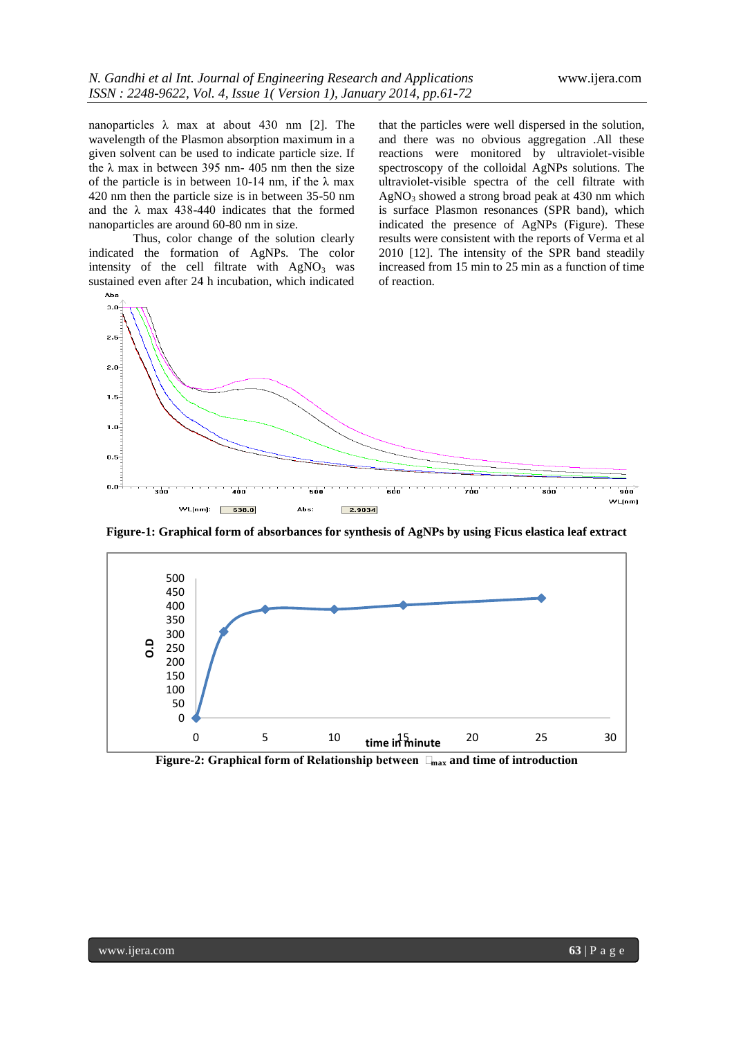nanoparticles λ max at about 430 nm [2]. The wavelength of the Plasmon absorption maximum in a given solvent can be used to indicate particle size. If the λ max in between 395 nm- 405 nm then the size of the particle is in between 10-14 nm, if the λ max 420 nm then the particle size is in between 35-50 nm and the λ max 438-440 indicates that the formed nanoparticles are around 60-80 nm in size.

Thus, color change of the solution clearly indicated the formation of AgNPs. The color intensity of the cell filtrate with $AgNO_3$ was sustained even after 24 h incubation, which indicated that the particles were well dispersed in the solution, and there was no obvious aggregation .All these reactions were monitored by ultraviolet-visible spectroscopy of the colloidal AgNPs solutions. The ultraviolet-visible spectra of the cell filtrate with $AgNO_3$ showed a strong broad peak at 430 nm which is surface Plasmon resonances (SPR band), which indicated the presence of AgNPs (Figure). These results were consistent with the reports of Verma et al 2010 [12]. The intensity of the SPR band steadily increased from 15 min to 25 min as a function of time of reaction.

**Figure-1: Graphical form of absorbances for synthesis of AgNPs by using Ficus elastica leaf extract**

**Figure-2: Graphical form of Relationship between λmax and time of introduction**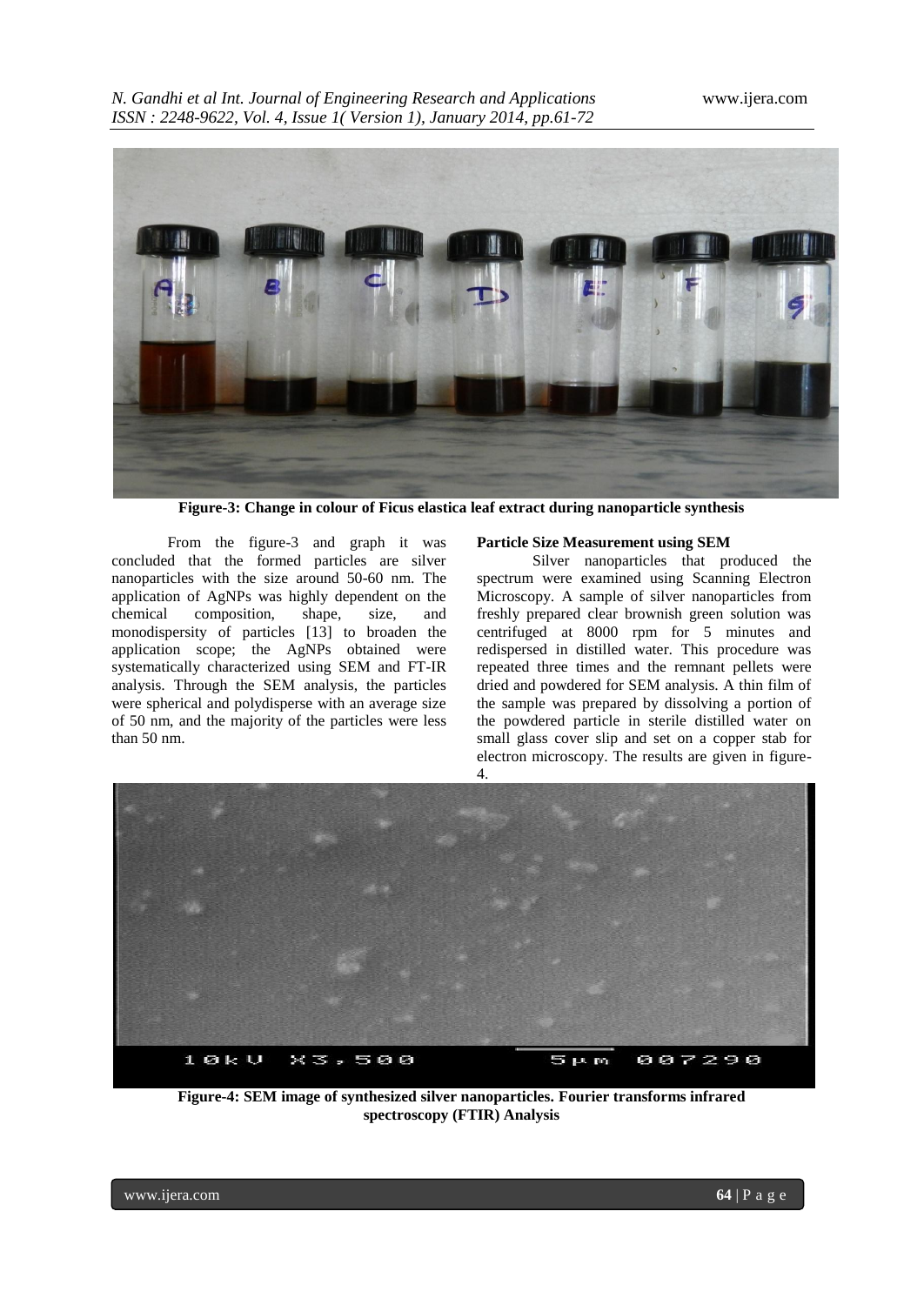Figure-3: Change in colour of Ficus elastica leaf extract during nanoparticle synthesis

From the figure-3 and graph it was concluded that the formed particles are silver nanoparticles with the size around 50-60 nm. The application of AgNPs was highly dependent on the chemical composition, shape, size, and monodispersity of particles [13] to broaden the application scope; the AgNPs obtained were systematically characterized using SEM and FT-IR analysis. Through the SEM analysis, the particles were spherical and polydisperse with an average size of 50 nm, and the majority of the particles were less than 50 nm.

**Particle Size Measurement using SEM**

Silver nanoparticles that produced the spectrum were examined using Scanning Electron Microscopy. A sample of silver nanoparticles from freshly prepared clear brownish green solution was centrifuged at 8000 rpm for 5 minutes and redispersed in distilled water. This procedure was repeated three times and the remnant pellets were dried and powdered for SEM analysis. A thin film of the sample was prepared by dissolving a portion of the powdered particle in sterile distilled water on small glass cover slip and set on a copper stab for electron microscopy. The results are given in figure-4.

**Figure-4: SEM image of synthesized silver nanoparticles. Fourier transforms infrared spectroscopy (FTIR) Analysis**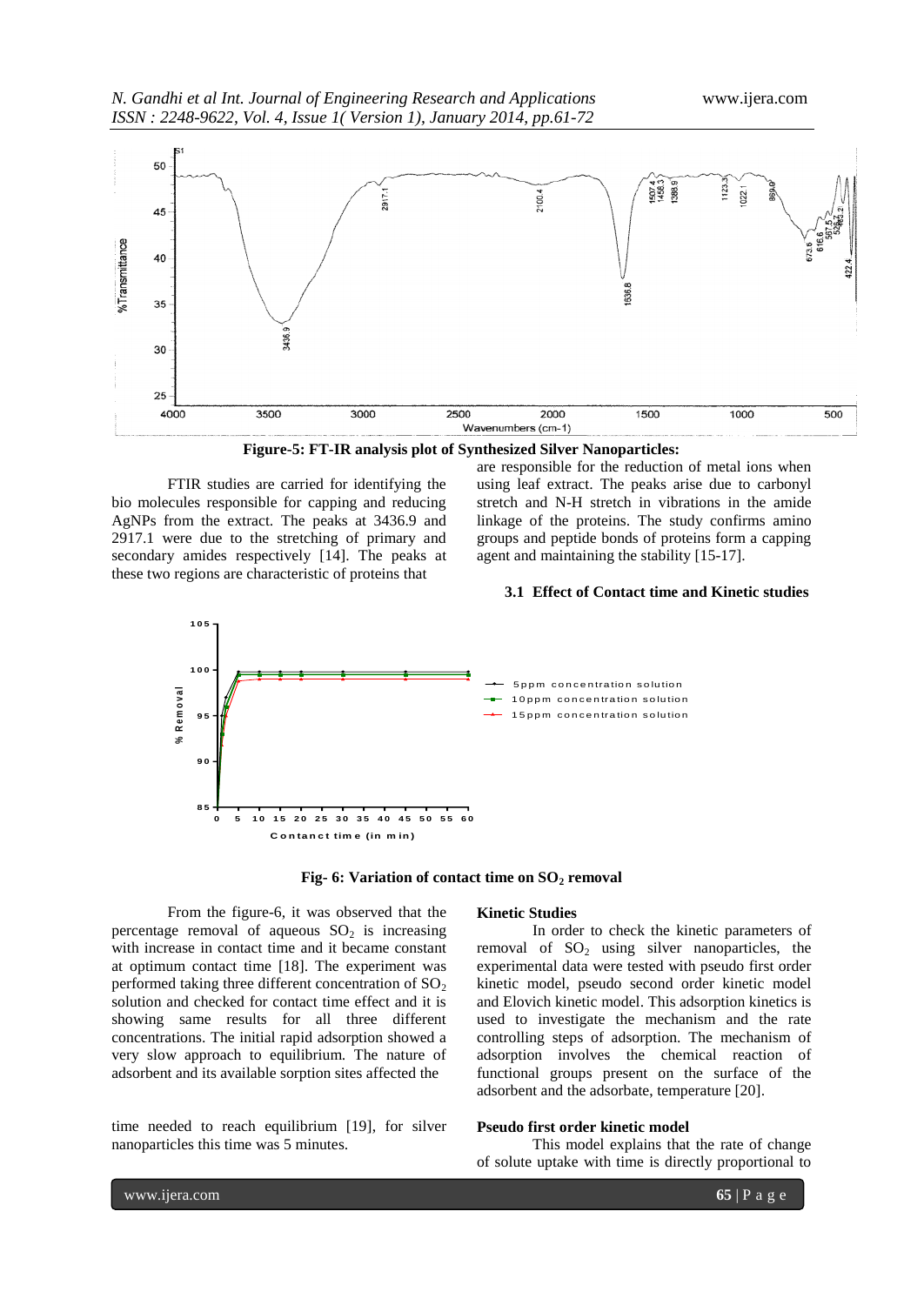**Figure-5: FT-IR analysis plot of Synthesized Silver Nanoparticles:**

FTIR studies are carried for identifying the bio molecules responsible for capping and reducing AgNPs from the extract. The peaks at 3436.9 and 2917.1 were due to the stretching of primary and secondary amides respectively [14]. The peaks at these two regions are characteristic of proteins that are responsible for the reduction of metal ions when using leaf extract. The peaks arise due to carbonyl stretch and N-H stretch in vibrations in the amide linkage of the proteins. The study confirms amino groups and peptide bonds of proteins form a capping agent and maintaining the stability [15-17].

### 3.1 Effect of Contact time and Kinetic studies

**Fig- 6: Variation of contact time on $SO_2$ removal**

From the figure-6, it was observed that the percentage removal of aqueous $SO_2$ is increasing with increase in contact time and it became constant at optimum contact time [18]. The experiment was performed taking three different concentration of $SO_2$ solution and checked for contact time effect and it is showing same results for all three different concentrations. The initial rapid adsorption showed a very slow approach to equilibrium. The nature of adsorbent and its available sorption sites affected the time needed to reach equilibrium [19], for silver nanoparticles this time was 5 minutes.

**Kinetic Studies**

In order to check the kinetic parameters of removal of $SO_2$ using silver nanoparticles, the experimental data were tested with pseudo first order kinetic model, pseudo second order kinetic model and Elovich kinetic model. This adsorption kinetics is used to investigate the mechanism and the rate controlling steps of adsorption. The mechanism of adsorption involves the chemical reaction of functional groups present on the surface of the adsorbent and the adsorbate, temperature [20].

**Pseudo first order kinetic model**

This model explains that the rate of change of solute uptake with time is directly proportional to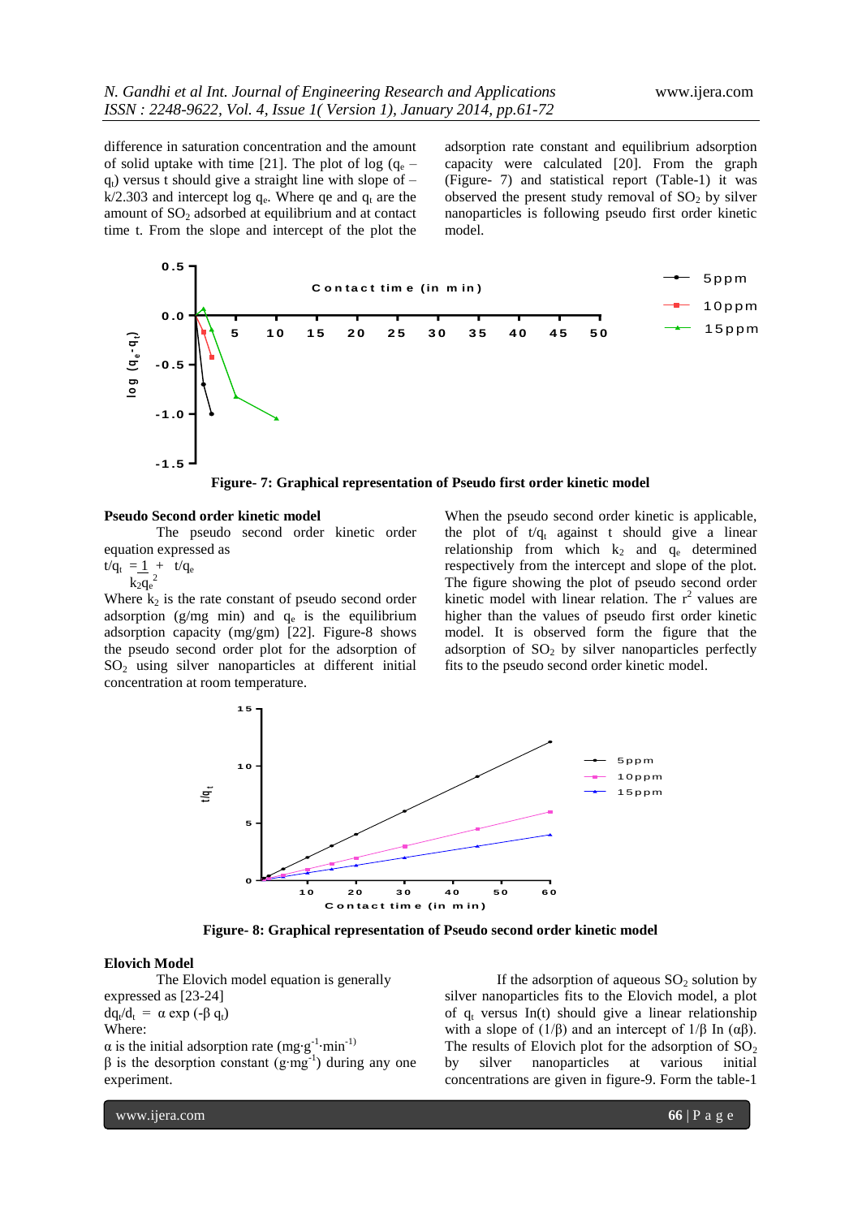difference in saturation concentration and the amount of solid uptake with time [21]. The plot of log ($q_e$ – $q_t$) versus t should give a straight line with slope of –k/2.303 and intercept log $q_e$. Where qe and $q_t$ are the amount of $SO_2$ adsorbed at equilibrium and at contact time t. From the slope and intercept of the plot the adsorption rate constant and equilibrium adsorption capacity were calculated [20]. From the graph (Figure- 7) and statistical report (Table-1) it was observed the present study removal of $SO_2$ by silver nanoparticles is following pseudo first order kinetic model.

**Figure- 7: Graphical representation of Pseudo first order kinetic model**

**Pseudo Second order kinetic model**

The pseudo second order kinetic order equation expressed as

$$t/q_t = \frac{1}{k_2 q_e^2} + t/q_e$$

Where $k_2$ is the rate constant of pseudo second order adsorption (g/mg min) and $q_e$ is the equilibrium adsorption capacity (mg/gm) [22]. Figure-8 shows the pseudo second order plot for the adsorption of $SO_2$ using silver nanoparticles at different initial concentration at room temperature.

When the pseudo second order kinetic is applicable, the plot of $t/q_t$ against t should give a linear relationship from which $k_2$ and $q_e$ determined respectively from the intercept and slope of the plot. The figure showing the plot of pseudo second order kinetic model with linear relation. The $r^2$ values are higher than the values of pseudo first order kinetic model. It is observed form the figure that the adsorption of $SO_2$ by silver nanoparticles perfectly fits to the pseudo second order kinetic model.

**Figure- 8: Graphical representation of Pseudo second order kinetic model**

**Elovich Model**

The Elovich model equation is generally expressed as [23-24]

$$dq_t/d_t = \alpha \exp(-\beta q_t)$$

Where:

α is the initial adsorption rate ($mg \cdot g^{-1} \cdot min^{-1}$)

β is the desorption constant ($g \cdot mg^{-1}$) during any one experiment.

If the adsorption of aqueous $SO_2$ solution by silver nanoparticles fits to the Elovich model, a plot of $q_t$ versus In(t) should give a linear relationship with a slope of (1/β) and an intercept of 1/β In (αβ). The results of Elovich plot for the adsorption of $SO_2$ by silver nanoparticles at various initial concentrations are given in figure-9. Form the table-1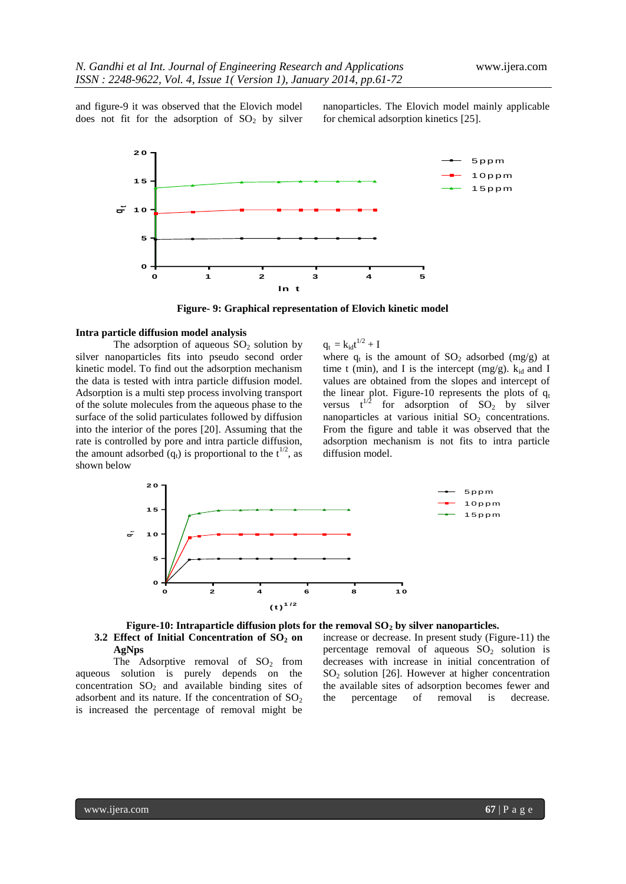and figure-9 it was observed that the Elovich model does not fit for the adsorption of $SO_2$ by silver nanoparticles. The Elovich model mainly applicable for chemical adsorption kinetics [25].

**Figure- 9: Graphical representation of Elovich kinetic model**

**Intra particle diffusion model analysis**

The adsorption of aqueous $SO_2$ solution by silver nanoparticles fits into pseudo second order kinetic model. To find out the adsorption mechanism the data is tested with intra particle diffusion model. Adsorption is a multi step process involving transport of the solute molecules from the aqueous phase to the surface of the solid particulates followed by diffusion into the interior of the pores [20]. Assuming that the rate is controlled by pore and intra particle diffusion, the amount adsorbed ($q_t$) is proportional to the $t^{1/2}$, as shown below

$$q_t = k_{id}t^{1/2} + I$$

where $q_t$ is the amount of $SO_2$ adsorbed (mg/g) at time t (min), and I is the intercept (mg/g). $k_{id}$ and I values are obtained from the slopes and intercept of the linear plot. Figure-10 represents the plots of $q_t$ versus $t^{1/2}$ for adsorption of $SO_2$ by silver nanoparticles at various initial $SO_2$ concentrations. From the figure and table it was observed that the adsorption mechanism is not fits to intra particle diffusion model.

**Figure-10: Intraparticle diffusion plots for the removal $SO_2$ by silver nanoparticles.**

### 3.2 Effect of Initial Concentration of $SO_2$ on AgNps

The Adsorptive removal of $SO_2$ from aqueous solution is purely depends on the concentration $SO_2$ and available binding sites of adsorbent and its nature. If the concentration of $SO_2$ is increased the percentage of removal might be increase or decrease. In present study (Figure-11) the percentage removal of aqueous $SO_2$ solution is decreases with increase in initial concentration of $SO_2$ solution [26]. However at higher concentration the available sites of adsorption becomes fewer and the percentage of removal is decrease.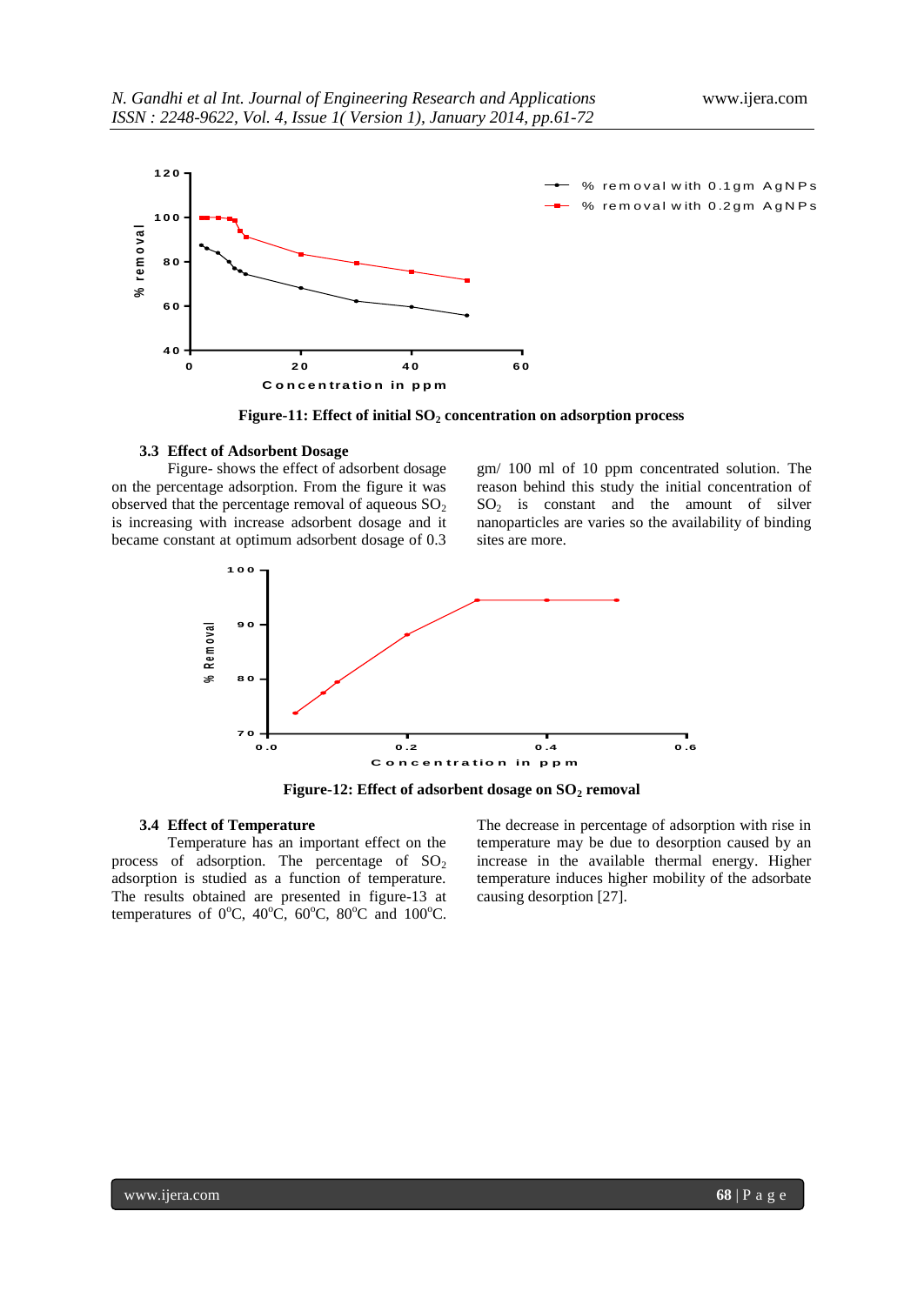Figure-11: Effect of initial $SO_2$ concentration on adsorption process

### 3.3 Effect of Adsorbent Dosage

Figure- shows the effect of adsorbent dosage on the percentage adsorption. From the figure it was observed that the percentage removal of aqueous $SO_2$ is increasing with increase adsorbent dosage and it became constant at optimum adsorbent dosage of 0.3 gm/ 100 ml of 10 ppm concentrated solution. The reason behind this study the initial concentration of $SO_2$ is constant and the amount of silver nanoparticles are varies so the availability of binding sites are more.

Figure-12: Effect of adsorbent dosage on $SO_2$ removal

### 3.4 Effect of Temperature

Temperature has an important effect on the process of adsorption. The percentage of $SO_2$ adsorption is studied as a function of temperature. The results obtained are presented in figure-13 at temperatures of $0^oC$, $40^oC$, $60^oC$, $80^oC$ and $100^oC$. The decrease in percentage of adsorption with rise in temperature may be due to desorption caused by an increase in the available thermal energy. Higher temperature induces higher mobility of the adsorbate causing desorption [27].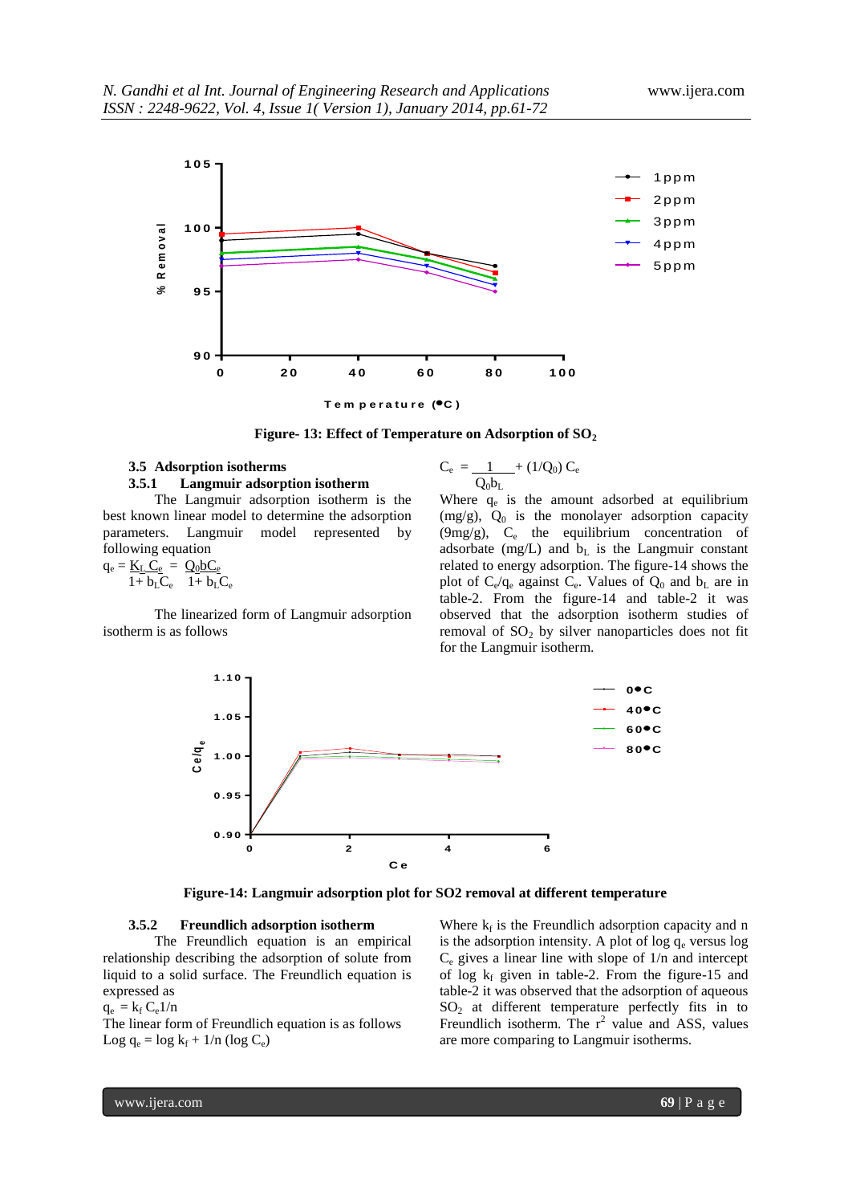Figure- 13: Effect of Temperature on Adsorption of $SO_2$

### 3.5 Adsorption isotherms

#### 3.5.1 Langmuir adsorption isotherm

The Langmuir adsorption isotherm is the best known linear model to determine the adsorption parameters. Langmuir model represented by following equation

$$q_e = \frac{K_L C_e}{1+ b_L C_e} = \frac{Q_0 b C_e}{1+ b_L C_e}$$

The linearized form of Langmuir adsorption isotherm is as follows

$$C_e = \frac{1}{Q_0 b_L} + (1/Q_0)\, C_e$$

Where $q_e$ is the amount adsorbed at equilibrium (mg/g), $Q_0$ is the monolayer adsorption capacity (9mg/g), $C_e$ the equilibrium concentration of adsorbate (mg/L) and $b_L$ is the Langmuir constant related to energy adsorption. The figure-14 shows the plot of $C_e/q_e$ against $C_e$. Values of $Q_0$ and $b_L$ are in table-2. From the figure-14 and table-2 it was observed that the adsorption isotherm studies of removal of $SO_2$ by silver nanoparticles does not fit for the Langmuir isotherm.

Figure-14: Langmuir adsorption plot for SO2 removal at different temperature

#### 3.5.2 Freundlich adsorption isotherm

The Freundlich equation is an empirical relationship describing the adsorption of solute from liquid to a solid surface. The Freundlich equation is expressed as

$$q_e = k_f C_e 1/n$$

The linear form of Freundlich equation is as follows

$$\text{Log } q_e = \log k_f + 1/n (\log C_e)$$

Where $k_f$ is the Freundlich adsorption capacity and n is the adsorption intensity. A plot of log $q_e$ versus log $C_e$ gives a linear line with slope of 1/n and intercept of log $k_f$ given in table-2. From the figure-15 and table-2 it was observed that the adsorption of aqueous $SO_2$ at different temperature perfectly fits in to Freundlich isotherm. The $r^2$ value and ASS, values are more comparing to Langmuir isotherms.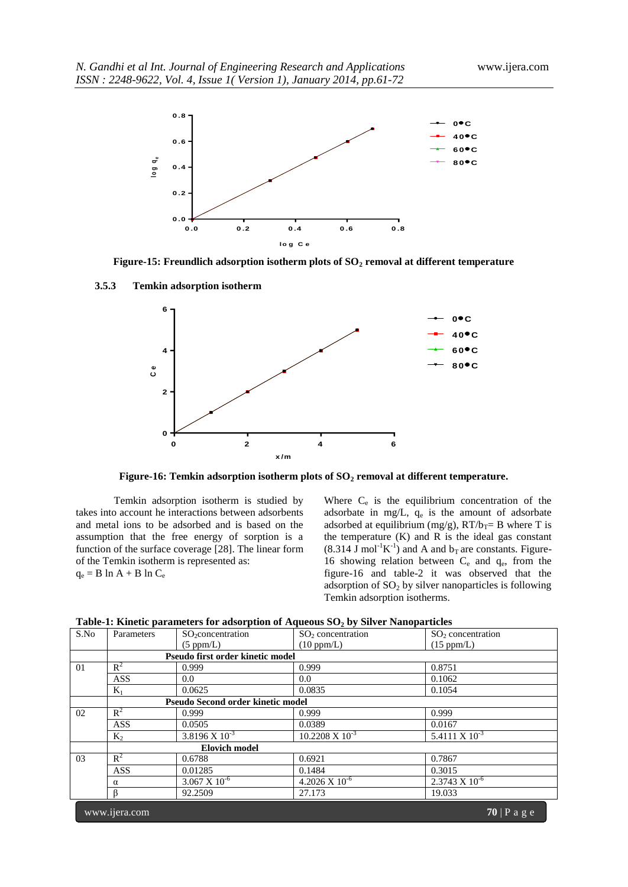Figure-15: Freundlich adsorption isotherm plots of $SO_2$ removal at different temperature

### 3.5.3 Temkin adsorption isotherm

Figure-16: Temkin adsorption isotherm plots of $SO_2$ removal at different temperature.

Temkin adsorption isotherm is studied by takes into account the interactions between adsorbents and metal ions to be adsorbed and is based on the assumption that the free energy of sorption is a function of the surface coverage [28]. The linear form of the Temkin isotherm is represented as:

$q_e = B \ln A + B \ln C_e$

Where $C_e$ is the equilibrium concentration of the adsorbate in mg/L, $q_e$ is the amount of adsorbate adsorbed at equilibrium (mg/g), $RT/b_T = B$ where T is the temperature (K) and R is the ideal gas constant (8.314 J $mol^{-1}K^{-1}$) and A and $b_T$ are constants. Figure-16 showing relation between $C_e$ and $q_e$, from the figure-16 and table-2 it was observed that the adsorption of $SO_2$ by silver nanoparticles is following Temkin adsorption isotherms.

**Table-1: Kinetic parameters for adsorption of Aqueous $SO_2$ by Silver Nanoparticles**

| S.No | Parameters | $SO_2$ concentration (5 ppm/L) | $SO_2$ concentration (10 ppm/L) | $SO_2$ concentration (15 ppm/L) |
|---|---|---|---|---|
| | **Pseudo first order kinetic model** | | | |
| 01 | $R^2$ | 0.999 | 0.999 | 0.8751 |
| | ASS | 0.0 | 0.0 | 0.1062 |
| | $K_1$ | 0.0625 | 0.0835 | 0.1054 |
| | **Pseudo Second order kinetic model** | | | |
| 02 | $R^2$ | 0.999 | 0.999 | 0.999 |
| | ASS | 0.0505 | 0.0389 | 0.0167 |
| | $K_2$ | $3.8196 \times 10^{-3}$ | $10.2208 \times 10^{-3}$ | $5.4111 \times 10^{-3}$ |
| | **Elovich model** | | | |
| 03 | $R^2$ | 0.6788 | 0.6921 | 0.7867 |
| | ASS | 0.01285 | 0.1484 | 0.3015 |
| | α | $3.067 \times 10^{-6}$ | $4.2026 \times 10^{-6}$ | $2.3743 \times 10^{-6}$ |
| | β | 92.2509 | 27.173 | 19.033 |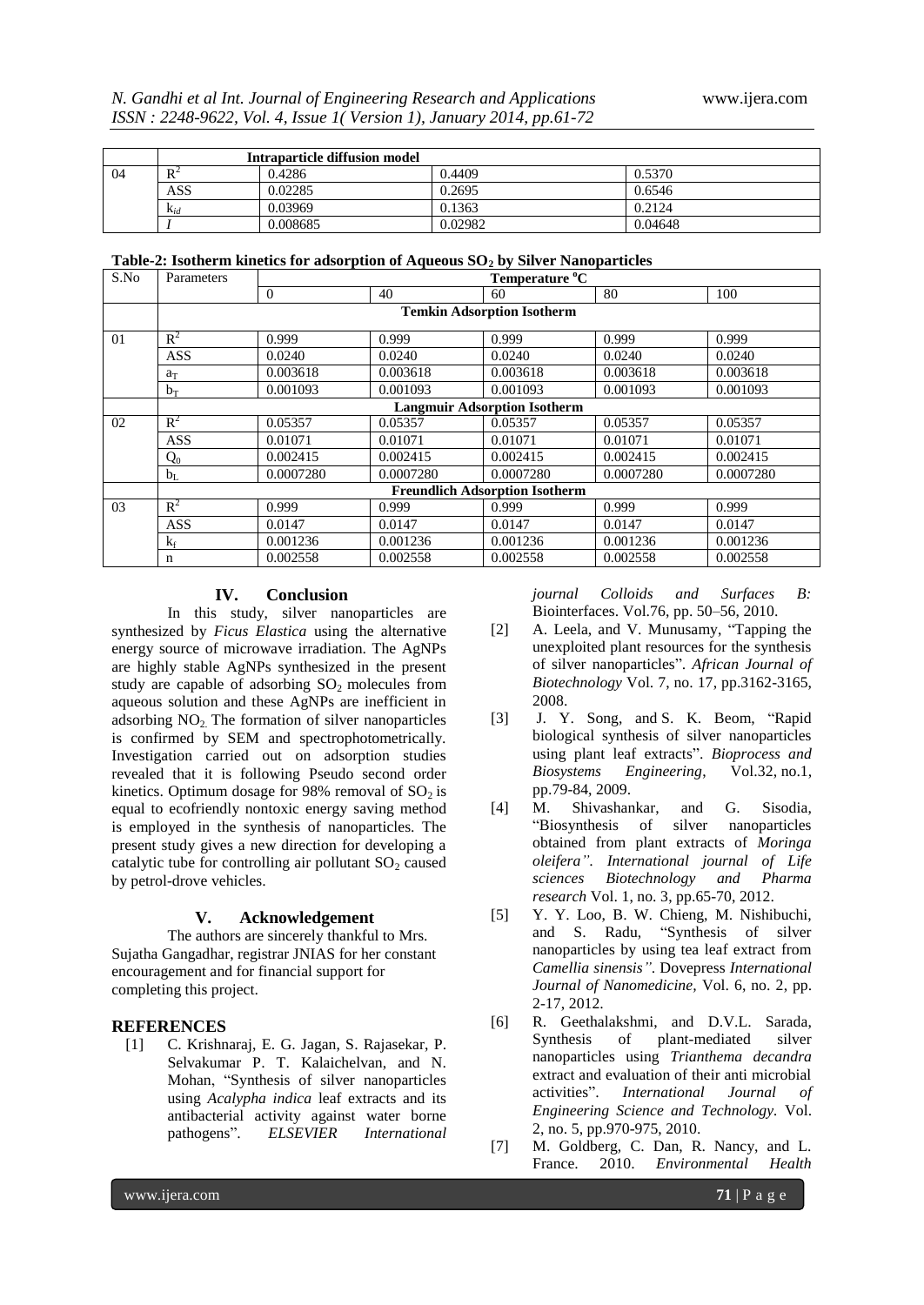|  | Intraparticle diffusion model | | | |
|---|---|---|---|---|
| 04 | $R^2$ | 0.4286 | 0.4409 | 0.5370 |
|  | ASS | 0.02285 | 0.2695 | 0.6546 |
|  | $k_{id}$ | 0.03969 | 0.1363 | 0.2124 |
|  | $I$ | 0.008685 | 0.02982 | 0.04648 |

**Table-2: Isotherm kinetics for adsorption of Aqueous $SO_2$ by Silver Nanoparticles**

| S.No | Parameters | Temperature °C | | | | |
|---|---|---|---|---|---|---|
|  |  | 0 | 40 | 60 | 80 | 100 |
|  | **Temkin Adsorption Isotherm** | | | | | |
| 01 | $R^2$ | 0.999 | 0.999 | 0.999 | 0.999 | 0.999 |
|  | ASS | 0.0240 | 0.0240 | 0.0240 | 0.0240 | 0.0240 |
|  | $a_T$ | 0.003618 | 0.003618 | 0.003618 | 0.003618 | 0.003618 |
|  | $b_T$ | 0.001093 | 0.001093 | 0.001093 | 0.001093 | 0.001093 |
|  | **Langmuir Adsorption Isotherm** | | | | | |
| 02 | $R^2$ | 0.05357 | 0.05357 | 0.05357 | 0.05357 | 0.05357 |
|  | ASS | 0.01071 | 0.01071 | 0.01071 | 0.01071 | 0.01071 |
|  | $Q_0$ | 0.002415 | 0.002415 | 0.002415 | 0.002415 | 0.002415 |
|  | $b_L$ | 0.0007280 | 0.0007280 | 0.0007280 | 0.0007280 | 0.0007280 |
|  | **Freundlich Adsorption Isotherm** | | | | | |
| 03 | $R^2$ | 0.999 | 0.999 | 0.999 | 0.999 | 0.999 |
|  | ASS | 0.0147 | 0.0147 | 0.0147 | 0.0147 | 0.0147 |
|  | $k_f$ | 0.001236 | 0.001236 | 0.001236 | 0.001236 | 0.001236 |
|  | n | 0.002558 | 0.002558 | 0.002558 | 0.002558 | 0.002558 |

## IV. Conclusion

In this study, silver nanoparticles are synthesized by *Ficus Elastica* using the alternative energy source of microwave irradiation. The AgNPs are highly stable AgNPs synthesized in the present study are capable of adsorbing $SO_2$ molecules from aqueous solution and these AgNPs are inefficient in adsorbing $NO_2$. The formation of silver nanoparticles is confirmed by SEM and spectrophotometrically. Investigation carried out on adsorption studies revealed that it is following Pseudo second order kinetics. Optimum dosage for 98% removal of $SO_2$ is equal to ecofriendly nontoxic energy saving method is employed in the synthesis of nanoparticles. The present study gives a new direction for developing a catalytic tube for controlling air pollutant $SO_2$ caused by petrol-drove vehicles.

## V. Acknowledgement

The authors are sincerely thankful to Mrs. Sujatha Gangadhar, registrar JNIAS for her constant encouragement and for financial support for completing this project.

## REFERENCES

[1] C. Krishnaraj, E. G. Jagan, S. Rajasekar, P. Selvakumar P. T. Kalaichelvan, and N. Mohan, "Synthesis of silver nanoparticles using *Acalypha indica* leaf extracts and its antibacterial activity against water borne pathogens". *ELSEVIER International journal Colloids and Surfaces B:* Biointerfaces. Vol.76, pp. 50–56, 2010.

[2] A. Leela, and V. Munusamy, "Tapping the unexploited plant resources for the synthesis of silver nanoparticles". *African Journal of Biotechnology* Vol. 7, no. 17, pp.3162-3165, 2008.

[3] J. Y. Song, and S. K. Beom, "Rapid biological synthesis of silver nanoparticles using plant leaf extracts". *Bioprocess and Biosystems Engineering*, Vol.32, no.1, pp.79-84, 2009.

[4] M. Shivashankar, and G. Sisodia, "Biosynthesis of silver nanoparticles obtained from plant extracts of *Moringa oleifera"*. *International journal of Life sciences Biotechnology and Pharma research* Vol. 1, no. 3, pp.65-70, 2012.

[5] Y. Y. Loo, B. W. Chieng, M. Nishibuchi, and S. Radu, "Synthesis of silver nanoparticles by using tea leaf extract from *Camellia sinensis"*. Dovepress *International Journal of Nanomedicine,* Vol. 6, no. 2, pp. 2-17, 2012.

[6] R. Geethalakshmi, and D.V.L. Sarada, Synthesis of plant-mediated silver nanoparticles using *Trianthema decandra* extract and evaluation of their anti microbial activities". *International Journal of Engineering Science and Technology.* Vol. 2, no. 5, pp.970-975, 2010.

[7] M. Goldberg, C. Dan, R. Nancy, and L. France. 2010. *Environmental Health*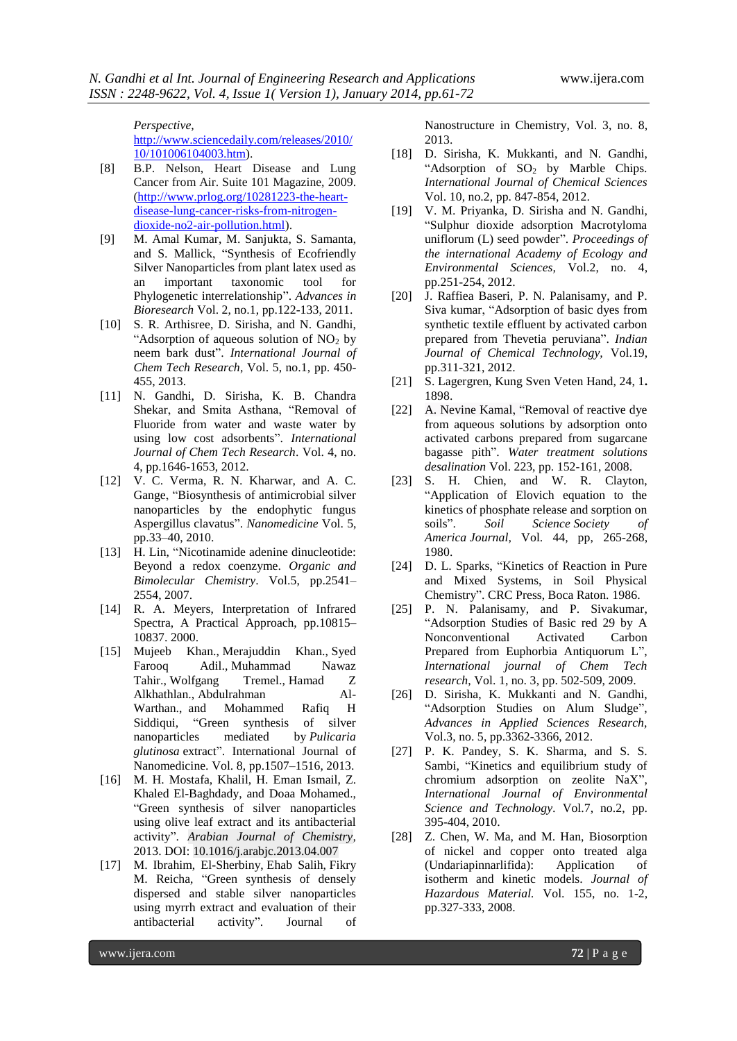*Perspective,* http://www.sciencedaily.com/releases/2010/10/101006104003.htm).

[8] B.P. Nelson, Heart Disease and Lung Cancer from Air. Suite 101 Magazine, 2009. (http://www.prlog.org/10281223-the-heart-disease-lung-cancer-risks-from-nitrogen-dioxide-no2-air-pollution.html).

[9] M. Amal Kumar, M. Sanjukta, S. Samanta, and S. Mallick, "Synthesis of Ecofriendly Silver Nanoparticles from plant latex used as an important taxonomic tool for Phylogenetic interrelationship". *Advances in Bioresearch* Vol. 2, no.1, pp.122-133, 2011.

[10] S. R. Arthisree, D. Sirisha, and N. Gandhi, "Adsorption of aqueous solution of $NO_2$ by neem bark dust". *International Journal of Chem Tech Research*, Vol. 5, no.1, pp. 450-455, 2013.

[11] N. Gandhi, D. Sirisha, K. B. Chandra Shekar, and Smita Asthana, "Removal of Fluoride from water and waste water by using low cost adsorbents". *International Journal of Chem Tech Research*. Vol. 4, no. 4, pp.1646-1653, 2012.

[12] V. C. Verma, R. N. Kharwar, and A. C. Gange, "Biosynthesis of antimicrobial silver nanoparticles by the endophytic fungus Aspergillus clavatus". *Nanomedicine* Vol. 5, pp.33–40, 2010.

[13] H. Lin, "Nicotinamide adenine dinucleotide: Beyond a redox coenzyme. *Organic and Bimolecular Chemistry*. Vol.5, pp.2541–2554, 2007.

[14] R. A. Meyers, Interpretation of Infrared Spectra, A Practical Approach, pp.10815–10837. 2000.

[15] Mujeeb Khan., Merajuddin Khan., Syed Farooq Adil., Muhammad Nawaz Tahir., Wolfgang Tremel., Hamad Z Alkhathlan., Abdulrahman Al-Warthan., and Mohammed Rafiq H Siddiqui, "Green synthesis of silver nanoparticles mediated by *Pulicaria glutinosa* extract". International Journal of Nanomedicine. Vol. 8, pp.1507–1516, 2013.

[16] M. H. Mostafa, Khalil, H. Eman Ismail, Z. Khaled El-Baghdady, and Doaa Mohamed., "Green synthesis of silver nanoparticles using olive leaf extract and its antibacterial activity". *Arabian Journal of Chemistry*, 2013. DOI: 10.1016/j.arabjc.2013.04.007

[17] M. Ibrahim, El-Sherbiny, Ehab Salih, Fikry M. Reicha, "Green synthesis of densely dispersed and stable silver nanoparticles using myrrh extract and evaluation of their antibacterial activity". Journal of Nanostructure in Chemistry, Vol. 3, no. 8, 2013.

[18] D. Sirisha, K. Mukkanti, and N. Gandhi, "Adsorption of $SO_2$ by Marble Chips. *International Journal of Chemical Sciences* Vol. 10, no.2, pp. 847-854, 2012.

[19] V. M. Priyanka, D. Sirisha and N. Gandhi, "Sulphur dioxide adsorption Macrotyloma uniflorum (L) seed powder". *Proceedings of the international Academy of Ecology and Environmental Sciences,* Vol.2, no. 4, pp.251-254, 2012.

[20] J. Raffiea Baseri, P. N. Palanisamy, and P. Siva kumar, "Adsorption of basic dyes from synthetic textile effluent by activated carbon prepared from Thevetia peruviana". *Indian Journal of Chemical Technology,* Vol.19, pp.311-321, 2012.

[21] S. Lagergren, Kung Sven Veten Hand, 24, 1**.** 1898.

[22] A. Nevine Kamal, "Removal of reactive dye from aqueous solutions by adsorption onto activated carbons prepared from sugarcane bagasse pith". *Water treatment solutions desalination* Vol. 223, pp. 152-161, 2008.

[23] S. H. Chien, and W. R. Clayton, "Application of Elovich equation to the kinetics of phosphate release and sorption on soils". *Soil Science Society of America Journal,* Vol. 44, pp, 265-268, 1980.

[24] D. L. Sparks, "Kinetics of Reaction in Pure and Mixed Systems, in Soil Physical Chemistry". CRC Press, Boca Raton. 1986.

[25] P. N. Palanisamy, and P. Sivakumar, "Adsorption Studies of Basic red 29 by A Nonconventional Activated Carbon Prepared from Euphorbia Antiquorum L", *International journal of Chem Tech research*, Vol. 1, no. 3, pp. 502-509, 2009.

[26] D. Sirisha, K. Mukkanti and N. Gandhi, "Adsorption Studies on Alum Sludge", *Advances in Applied Sciences Research,* Vol.3, no. 5, pp.3362-3366, 2012.

[27] P. K. Pandey, S. K. Sharma, and S. S. Sambi, "Kinetics and equilibrium study of chromium adsorption on zeolite NaX". *International Journal of Environmental Science and Technology*. Vol.7, no.2, pp. 395-404, 2010.

[28] Z. Chen, W. Ma, and M. Han, Biosorption of nickel and copper onto treated alga (Undariapinnarlifida): Application of isotherm and kinetic models. *Journal of Hazardous Material.* Vol. 155, no. 1-2, pp.327-333, 2008.